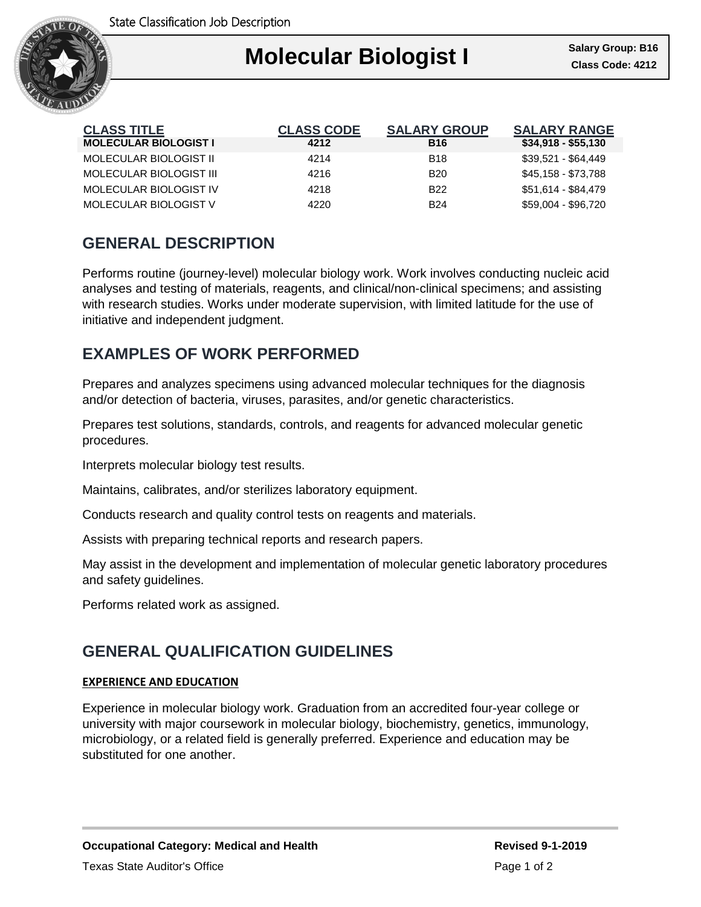State Classification Job Description

# Molecular Biologist I

**Salary Group: B16**
**Class Code: 4212**

| CLASS TITLE | CLASS CODE | SALARY GROUP | SALARY RANGE |
|---|---|---|---|
| **MOLECULAR BIOLOGIST I** | **4212** | **B16** | **$34,918 - $55,130** |
| MOLECULAR BIOLOGIST II | 4214 | B18 | $39,521 - $64,449 |
| MOLECULAR BIOLOGIST III | 4216 | B20 | $45,158 - $73,788 |
| MOLECULAR BIOLOGIST IV | 4218 | B22 | $51,614 - $84,479 |
| MOLECULAR BIOLOGIST V | 4220 | B24 | $59,004 - $96,720 |

## GENERAL DESCRIPTION

Performs routine (journey-level) molecular biology work. Work involves conducting nucleic acid analyses and testing of materials, reagents, and clinical/non-clinical specimens; and assisting with research studies. Works under moderate supervision, with limited latitude for the use of initiative and independent judgment.

## EXAMPLES OF WORK PERFORMED

Prepares and analyzes specimens using advanced molecular techniques for the diagnosis and/or detection of bacteria, viruses, parasites, and/or genetic characteristics.

Prepares test solutions, standards, controls, and reagents for advanced molecular genetic procedures.

Interprets molecular biology test results.

Maintains, calibrates, and/or sterilizes laboratory equipment.

Conducts research and quality control tests on reagents and materials.

Assists with preparing technical reports and research papers.

May assist in the development and implementation of molecular genetic laboratory procedures and safety guidelines.

Performs related work as assigned.

## GENERAL QUALIFICATION GUIDELINES

### EXPERIENCE AND EDUCATION

Experience in molecular biology work. Graduation from an accredited four-year college or university with major coursework in molecular biology, biochemistry, genetics, immunology, microbiology, or a related field is generally preferred. Experience and education may be substituted for one another.

**Occupational Category: Medical and Health** **Revised 9-1-2019**

Texas State Auditor's Office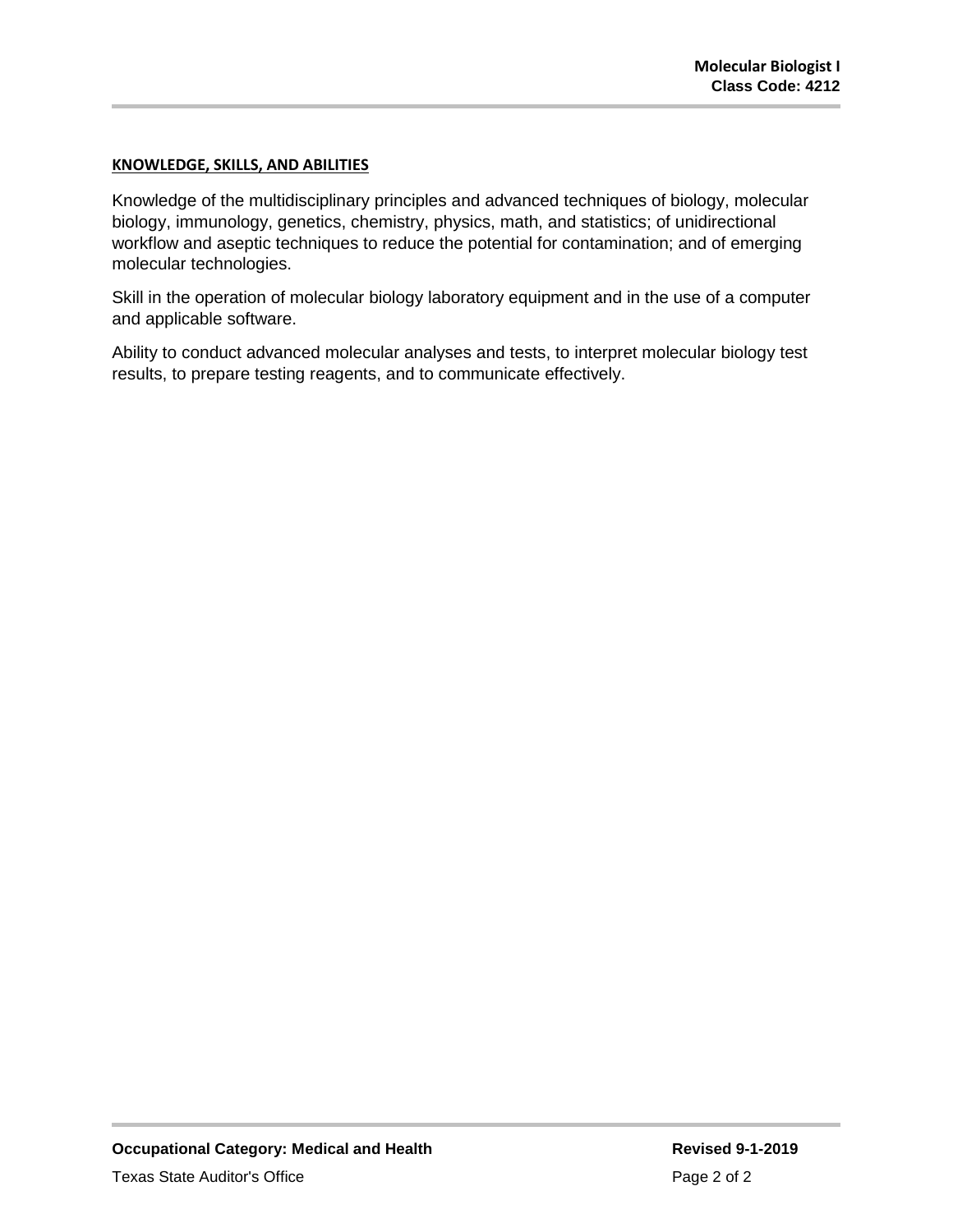## KNOWLEDGE, SKILLS, AND ABILITIES

Knowledge of the multidisciplinary principles and advanced techniques of biology, molecular biology, immunology, genetics, chemistry, physics, math, and statistics; of unidirectional workflow and aseptic techniques to reduce the potential for contamination; and of emerging molecular technologies.

Skill in the operation of molecular biology laboratory equipment and in the use of a computer and applicable software.

Ability to conduct advanced molecular analyses and tests, to interpret molecular biology test results, to prepare testing reagents, and to communicate effectively.